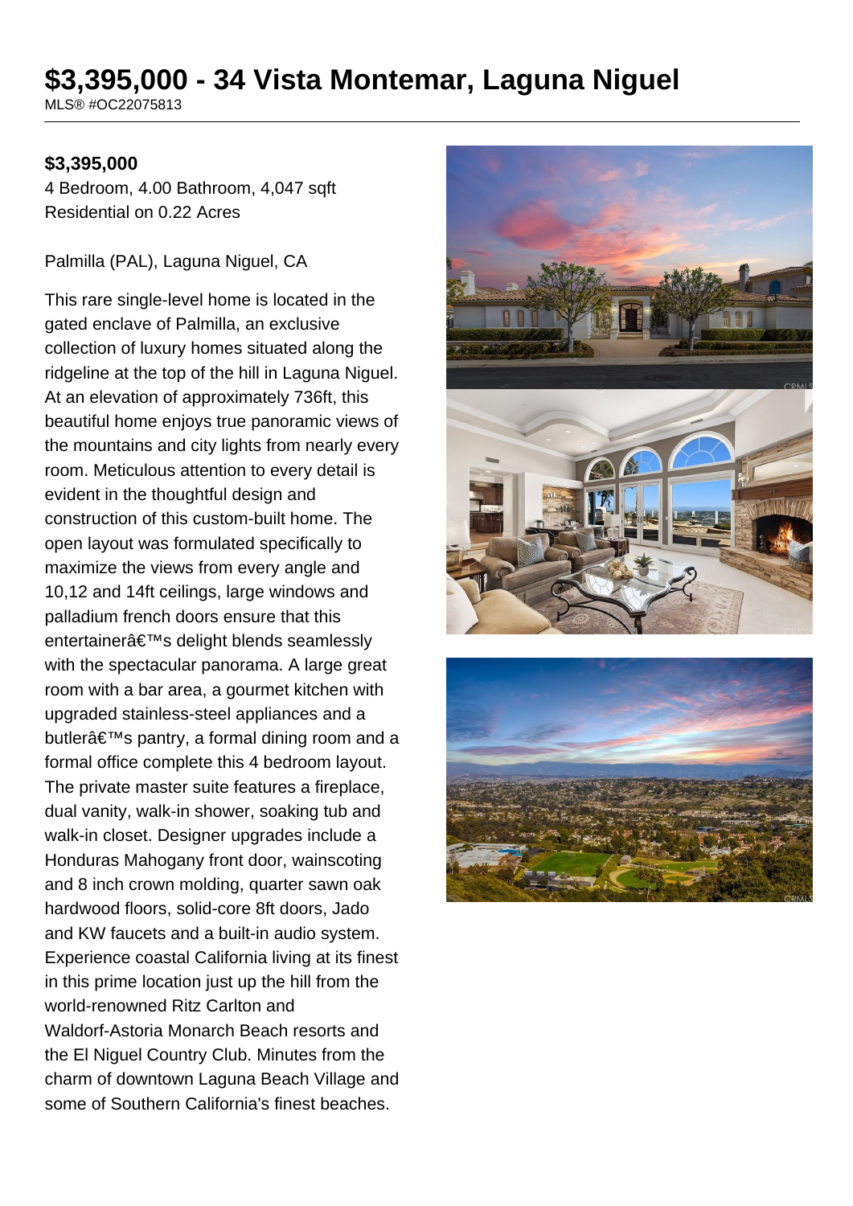# $3,395,000 - 34 Vista Montemar, Laguna Niguel

MLS® #OC22075813

**$3,395,000**

4 Bedroom, 4.00 Bathroom, 4,047 sqft
Residential on 0.22 Acres

Palmilla (PAL), Laguna Niguel, CA

This rare single-level home is located in the gated enclave of Palmilla, an exclusive collection of luxury homes situated along the ridgeline at the top of the hill in Laguna Niguel. At an elevation of approximately 736ft, this beautiful home enjoys true panoramic views of the mountains and city lights from nearly every room. Meticulous attention to every detail is evident in the thoughtful design and construction of this custom-built home. The open layout was formulated specifically to maximize the views from every angle and 10,12 and 14ft ceilings, large windows and palladium french doors ensure that this entertainerâ€™s delight blends seamlessly with the spectacular panorama. A large great room with a bar area, a gourmet kitchen with upgraded stainless-steel appliances and a butlerâ€™s pantry, a formal dining room and a formal office complete this 4 bedroom layout. The private master suite features a fireplace, dual vanity, walk-in shower, soaking tub and walk-in closet. Designer upgrades include a Honduras Mahogany front door, wainscoting and 8 inch crown molding, quarter sawn oak hardwood floors, solid-core 8ft doors, Jado and KW faucets and a built-in audio system. Experience coastal California living at its finest in this prime location just up the hill from the world-renowned Ritz Carlton and Waldorf-Astoria Monarch Beach resorts and the El Niguel Country Club. Minutes from the charm of downtown Laguna Beach Village and some of Southern California's finest beaches.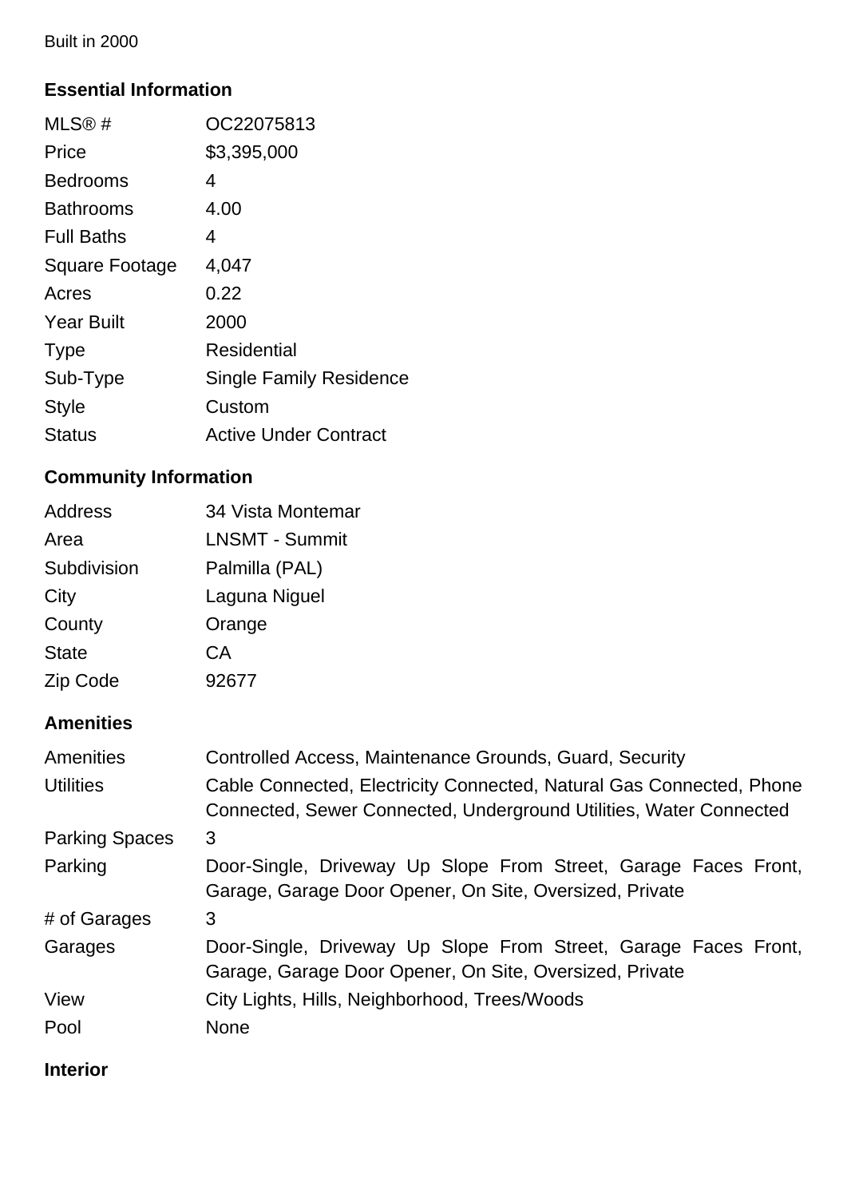Built in 2000

### Essential Information

| | |
|---|---|
| MLS® # | OC22075813 |
| Price | $3,395,000 |
| Bedrooms | 4 |
| Bathrooms | 4.00 |
| Full Baths | 4 |
| Square Footage | 4,047 |
| Acres | 0.22 |
| Year Built | 2000 |
| Type | Residential |
| Sub-Type | Single Family Residence |
| Style | Custom |
| Status | Active Under Contract |

### Community Information

| | |
|---|---|
| Address | 34 Vista Montemar |
| Area | LNSMT - Summit |
| Subdivision | Palmilla (PAL) |
| City | Laguna Niguel |
| County | Orange |
| State | CA |
| Zip Code | 92677 |

### Amenities

| | |
|---|---|
| Amenities | Controlled Access, Maintenance Grounds, Guard, Security |
| Utilities | Cable Connected, Electricity Connected, Natural Gas Connected, Phone Connected, Sewer Connected, Underground Utilities, Water Connected |
| Parking Spaces | 3 |
| Parking | Door-Single, Driveway Up Slope From Street, Garage Faces Front, Garage, Garage Door Opener, On Site, Oversized, Private |
| # of Garages | 3 |
| Garages | Door-Single, Driveway Up Slope From Street, Garage Faces Front, Garage, Garage Door Opener, On Site, Oversized, Private |
| View | City Lights, Hills, Neighborhood, Trees/Woods |
| Pool | None |

### Interior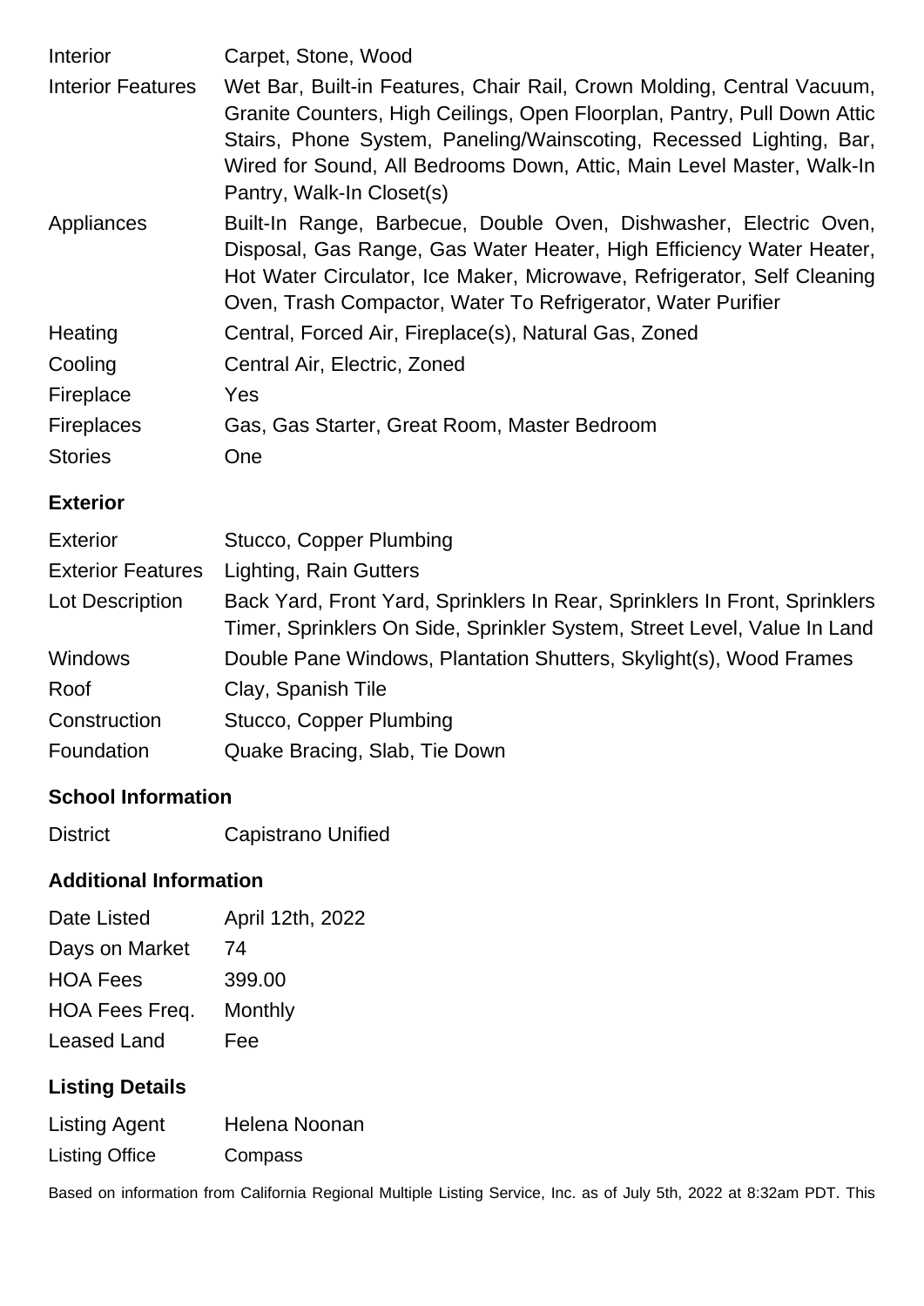| | |
|---|---|
| Interior | Carpet, Stone, Wood |
| Interior Features | Wet Bar, Built-in Features, Chair Rail, Crown Molding, Central Vacuum, Granite Counters, High Ceilings, Open Floorplan, Pantry, Pull Down Attic Stairs, Phone System, Paneling/Wainscoting, Recessed Lighting, Bar, Wired for Sound, All Bedrooms Down, Attic, Main Level Master, Walk-In Pantry, Walk-In Closet(s) |
| Appliances | Built-In Range, Barbecue, Double Oven, Dishwasher, Electric Oven, Disposal, Gas Range, Gas Water Heater, High Efficiency Water Heater, Hot Water Circulator, Ice Maker, Microwave, Refrigerator, Self Cleaning Oven, Trash Compactor, Water To Refrigerator, Water Purifier |
| Heating | Central, Forced Air, Fireplace(s), Natural Gas, Zoned |
| Cooling | Central Air, Electric, Zoned |
| Fireplace | Yes |
| Fireplaces | Gas, Gas Starter, Great Room, Master Bedroom |
| Stories | One |

## Exterior

| | |
|---|---|
| Exterior | Stucco, Copper Plumbing |
| Exterior Features | Lighting, Rain Gutters |
| Lot Description | Back Yard, Front Yard, Sprinklers In Rear, Sprinklers In Front, Sprinklers Timer, Sprinklers On Side, Sprinkler System, Street Level, Value In Land |
| Windows | Double Pane Windows, Plantation Shutters, Skylight(s), Wood Frames |
| Roof | Clay, Spanish Tile |
| Construction | Stucco, Copper Plumbing |
| Foundation | Quake Bracing, Slab, Tie Down |

## School Information

| | |
|---|---|
| District | Capistrano Unified |

## Additional Information

| | |
|---|---|
| Date Listed | April 12th, 2022 |
| Days on Market | 74 |
| HOA Fees | 399.00 |
| HOA Fees Freq. | Monthly |
| Leased Land | Fee |

## Listing Details

| | |
|---|---|
| Listing Agent | Helena Noonan |
| Listing Office | Compass |

Based on information from California Regional Multiple Listing Service, Inc. as of July 5th, 2022 at 8:32am PDT. This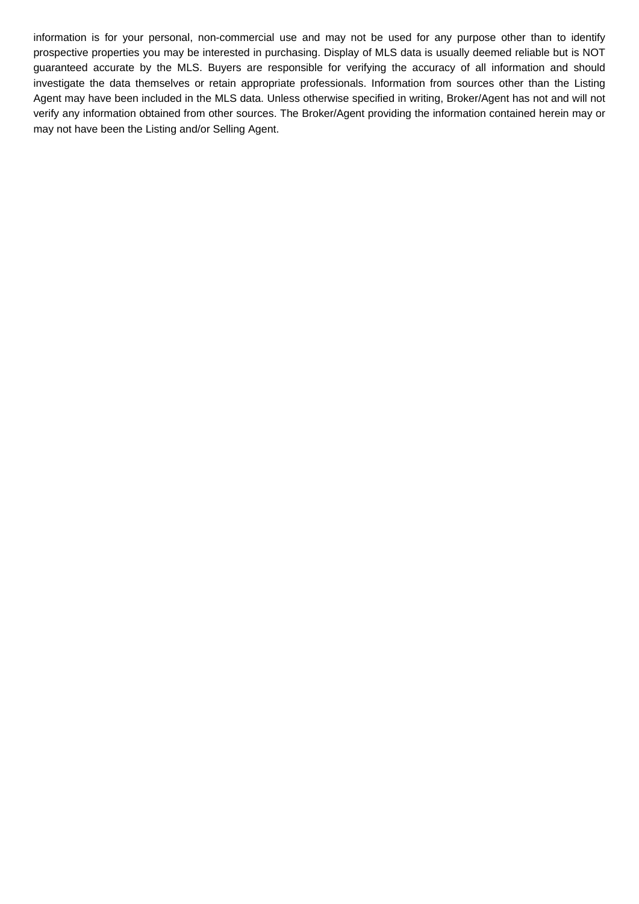information is for your personal, non-commercial use and may not be used for any purpose other than to identify prospective properties you may be interested in purchasing. Display of MLS data is usually deemed reliable but is NOT guaranteed accurate by the MLS. Buyers are responsible for verifying the accuracy of all information and should investigate the data themselves or retain appropriate professionals. Information from sources other than the Listing Agent may have been included in the MLS data. Unless otherwise specified in writing, Broker/Agent has not and will not verify any information obtained from other sources. The Broker/Agent providing the information contained herein may or may not have been the Listing and/or Selling Agent.